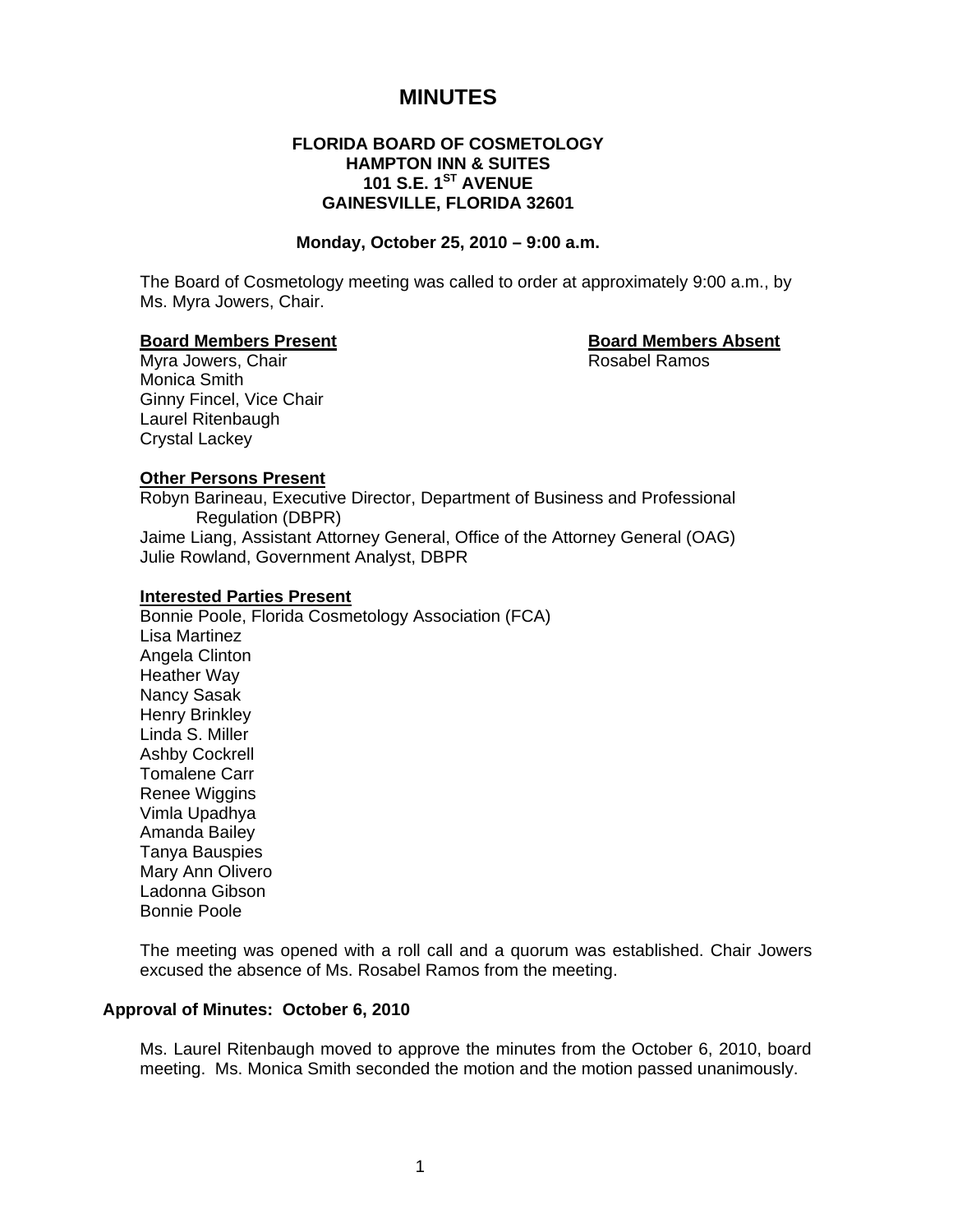# MINUTES

**FLORIDA BOARD OF COSMETOLOGY**
**HAMPTON INN & SUITES**
**101 S.E. 1ST AVENUE**
**GAINESVILLE, FLORIDA 32601**

**Monday, October 25, 2010 – 9:00 a.m.**

The Board of Cosmetology meeting was called to order at approximately 9:00 a.m., by Ms. Myra Jowers, Chair.

**Board Members Present**

Myra Jowers, Chair
Monica Smith
Ginny Fincel, Vice Chair
Laurel Ritenbaugh
Crystal Lackey

**Board Members Absent**

Rosabel Ramos

**Other Persons Present**

Robyn Barineau, Executive Director, Department of Business and Professional Regulation (DBPR)
Jaime Liang, Assistant Attorney General, Office of the Attorney General (OAG)
Julie Rowland, Government Analyst, DBPR

**Interested Parties Present**

Bonnie Poole, Florida Cosmetology Association (FCA)
Lisa Martinez
Angela Clinton
Heather Way
Nancy Sasak
Henry Brinkley
Linda S. Miller
Ashby Cockrell
Tomalene Carr
Renee Wiggins
Vimla Upadhya
Amanda Bailey
Tanya Bauspies
Mary Ann Olivero
Ladonna Gibson
Bonnie Poole

The meeting was opened with a roll call and a quorum was established. Chair Jowers excused the absence of Ms. Rosabel Ramos from the meeting.

**Approval of Minutes: October 6, 2010**

Ms. Laurel Ritenbaugh moved to approve the minutes from the October 6, 2010, board meeting. Ms. Monica Smith seconded the motion and the motion passed unanimously.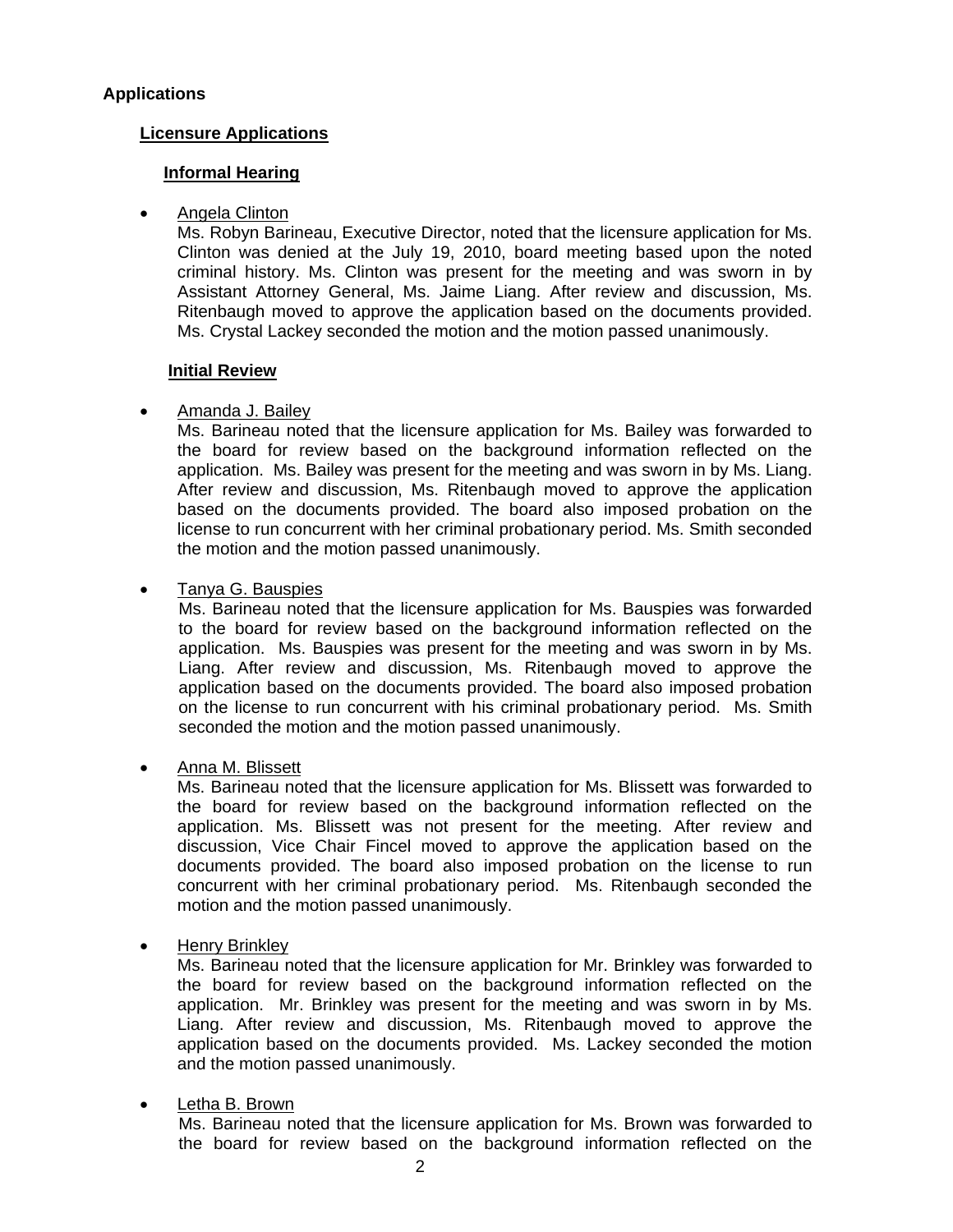## Applications

### Licensure Applications

#### Informal Hearing

- Angela Clinton
  Ms. Robyn Barineau, Executive Director, noted that the licensure application for Ms. Clinton was denied at the July 19, 2010, board meeting based upon the noted criminal history. Ms. Clinton was present for the meeting and was sworn in by Assistant Attorney General, Ms. Jaime Liang. After review and discussion, Ms. Ritenbaugh moved to approve the application based on the documents provided. Ms. Crystal Lackey seconded the motion and the motion passed unanimously.

#### Initial Review

- Amanda J. Bailey
  Ms. Barineau noted that the licensure application for Ms. Bailey was forwarded to the board for review based on the background information reflected on the application. Ms. Bailey was present for the meeting and was sworn in by Ms. Liang. After review and discussion, Ms. Ritenbaugh moved to approve the application based on the documents provided. The board also imposed probation on the license to run concurrent with her criminal probationary period. Ms. Smith seconded the motion and the motion passed unanimously.

- Tanya G. Bauspies
  Ms. Barineau noted that the licensure application for Ms. Bauspies was forwarded to the board for review based on the background information reflected on the application. Ms. Bauspies was present for the meeting and was sworn in by Ms. Liang. After review and discussion, Ms. Ritenbaugh moved to approve the application based on the documents provided. The board also imposed probation on the license to run concurrent with his criminal probationary period. Ms. Smith seconded the motion and the motion passed unanimously.

- Anna M. Blissett
  Ms. Barineau noted that the licensure application for Ms. Blissett was forwarded to the board for review based on the background information reflected on the application. Ms. Blissett was not present for the meeting. After review and discussion, Vice Chair Fincel moved to approve the application based on the documents provided. The board also imposed probation on the license to run concurrent with her criminal probationary period. Ms. Ritenbaugh seconded the motion and the motion passed unanimously.

- Henry Brinkley
  Ms. Barineau noted that the licensure application for Mr. Brinkley was forwarded to the board for review based on the background information reflected on the application. Mr. Brinkley was present for the meeting and was sworn in by Ms. Liang. After review and discussion, Ms. Ritenbaugh moved to approve the application based on the documents provided. Ms. Lackey seconded the motion and the motion passed unanimously.

- Letha B. Brown
  Ms. Barineau noted that the licensure application for Ms. Brown was forwarded to the board for review based on the background information reflected on the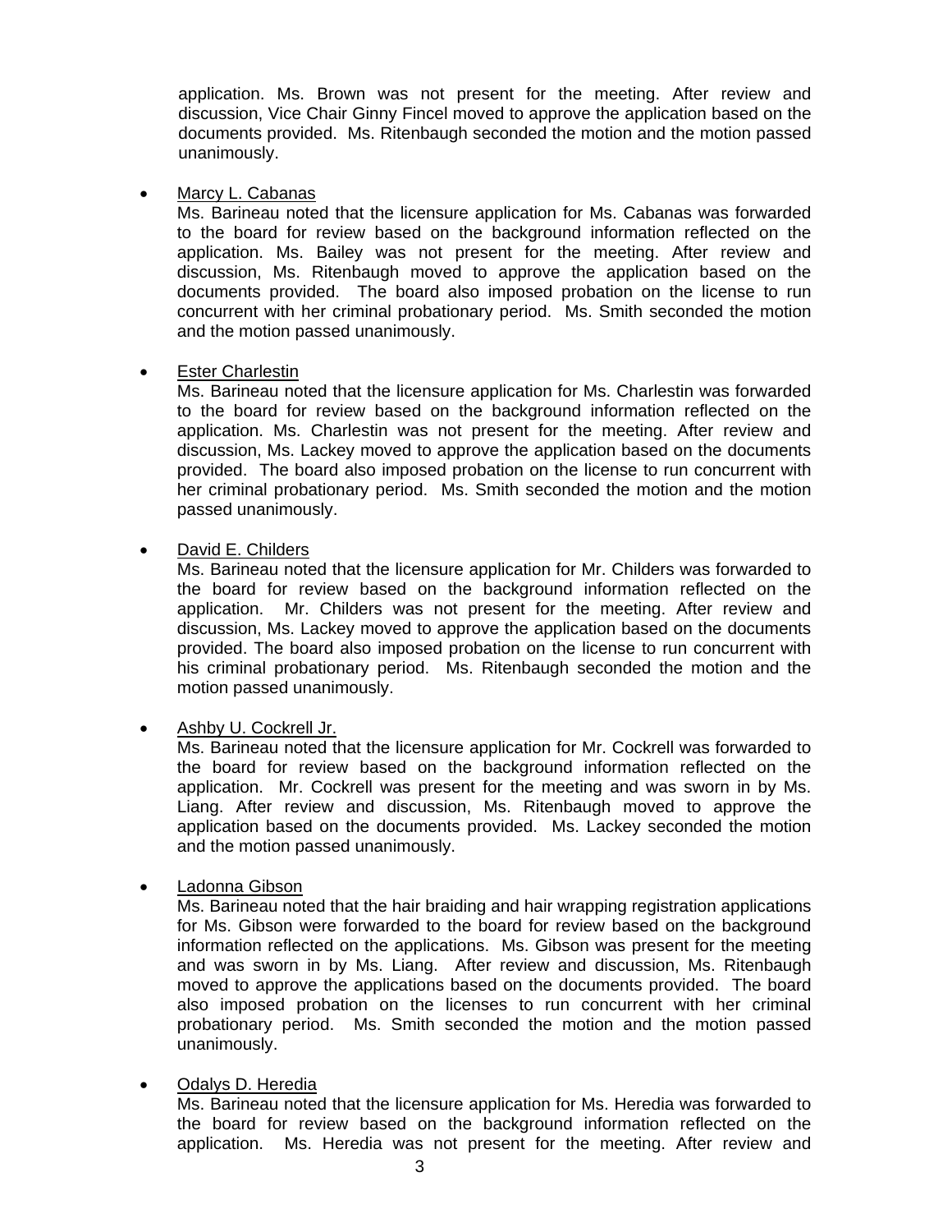application. Ms. Brown was not present for the meeting. After review and discussion, Vice Chair Ginny Fincel moved to approve the application based on the documents provided. Ms. Ritenbaugh seconded the motion and the motion passed unanimously.

- Marcy L. Cabanas

  Ms. Barineau noted that the licensure application for Ms. Cabanas was forwarded to the board for review based on the background information reflected on the application. Ms. Bailey was not present for the meeting. After review and discussion, Ms. Ritenbaugh moved to approve the application based on the documents provided. The board also imposed probation on the license to run concurrent with her criminal probationary period. Ms. Smith seconded the motion and the motion passed unanimously.

- Ester Charlestin

  Ms. Barineau noted that the licensure application for Ms. Charlestin was forwarded to the board for review based on the background information reflected on the application. Ms. Charlestin was not present for the meeting. After review and discussion, Ms. Lackey moved to approve the application based on the documents provided. The board also imposed probation on the license to run concurrent with her criminal probationary period. Ms. Smith seconded the motion and the motion passed unanimously.

- David E. Childers

  Ms. Barineau noted that the licensure application for Mr. Childers was forwarded to the board for review based on the background information reflected on the application. Mr. Childers was not present for the meeting. After review and discussion, Ms. Lackey moved to approve the application based on the documents provided. The board also imposed probation on the license to run concurrent with his criminal probationary period. Ms. Ritenbaugh seconded the motion and the motion passed unanimously.

- Ashby U. Cockrell Jr.

  Ms. Barineau noted that the licensure application for Mr. Cockrell was forwarded to the board for review based on the background information reflected on the application. Mr. Cockrell was present for the meeting and was sworn in by Ms. Liang. After review and discussion, Ms. Ritenbaugh moved to approve the application based on the documents provided. Ms. Lackey seconded the motion and the motion passed unanimously.

- Ladonna Gibson

  Ms. Barineau noted that the hair braiding and hair wrapping registration applications for Ms. Gibson were forwarded to the board for review based on the background information reflected on the applications. Ms. Gibson was present for the meeting and was sworn in by Ms. Liang. After review and discussion, Ms. Ritenbaugh moved to approve the applications based on the documents provided. The board also imposed probation on the licenses to run concurrent with her criminal probationary period. Ms. Smith seconded the motion and the motion passed unanimously.

- Odalys D. Heredia

  Ms. Barineau noted that the licensure application for Ms. Heredia was forwarded to the board for review based on the background information reflected on the application. Ms. Heredia was not present for the meeting. After review and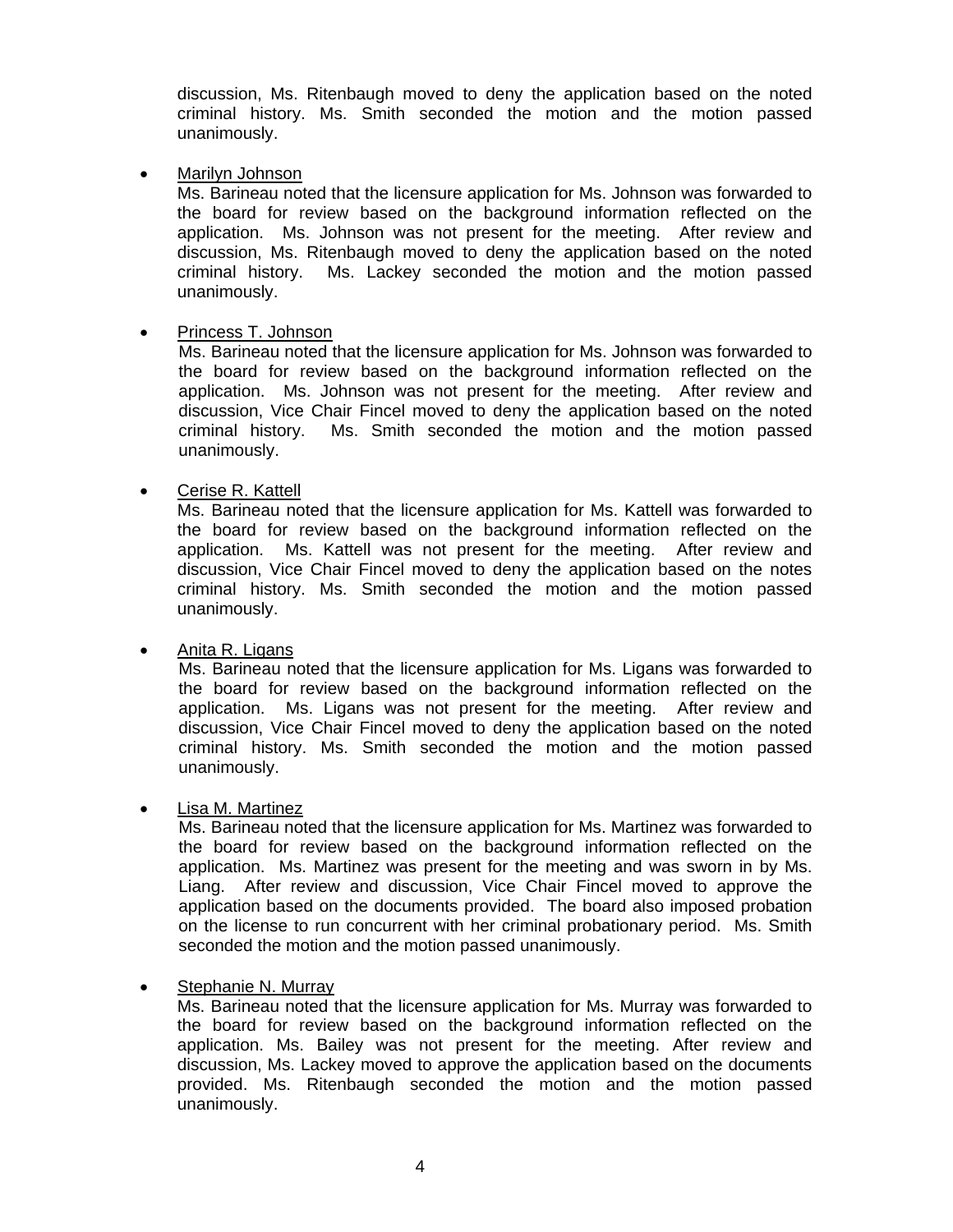discussion, Ms. Ritenbaugh moved to deny the application based on the noted criminal history. Ms. Smith seconded the motion and the motion passed unanimously.

- Marilyn Johnson
  Ms. Barineau noted that the licensure application for Ms. Johnson was forwarded to the board for review based on the background information reflected on the application. Ms. Johnson was not present for the meeting. After review and discussion, Ms. Ritenbaugh moved to deny the application based on the noted criminal history. Ms. Lackey seconded the motion and the motion passed unanimously.

- Princess T. Johnson
  Ms. Barineau noted that the licensure application for Ms. Johnson was forwarded to the board for review based on the background information reflected on the application. Ms. Johnson was not present for the meeting. After review and discussion, Vice Chair Fincel moved to deny the application based on the noted criminal history. Ms. Smith seconded the motion and the motion passed unanimously.

- Cerise R. Kattell
  Ms. Barineau noted that the licensure application for Ms. Kattell was forwarded to the board for review based on the background information reflected on the application. Ms. Kattell was not present for the meeting. After review and discussion, Vice Chair Fincel moved to deny the application based on the notes criminal history. Ms. Smith seconded the motion and the motion passed unanimously.

- Anita R. Ligans
  Ms. Barineau noted that the licensure application for Ms. Ligans was forwarded to the board for review based on the background information reflected on the application. Ms. Ligans was not present for the meeting. After review and discussion, Vice Chair Fincel moved to deny the application based on the noted criminal history. Ms. Smith seconded the motion and the motion passed unanimously.

- Lisa M. Martinez
  Ms. Barineau noted that the licensure application for Ms. Martinez was forwarded to the board for review based on the background information reflected on the application. Ms. Martinez was present for the meeting and was sworn in by Ms. Liang. After review and discussion, Vice Chair Fincel moved to approve the application based on the documents provided. The board also imposed probation on the license to run concurrent with her criminal probationary period. Ms. Smith seconded the motion and the motion passed unanimously.

- Stephanie N. Murray
  Ms. Barineau noted that the licensure application for Ms. Murray was forwarded to the board for review based on the background information reflected on the application. Ms. Bailey was not present for the meeting. After review and discussion, Ms. Lackey moved to approve the application based on the documents provided. Ms. Ritenbaugh seconded the motion and the motion passed unanimously.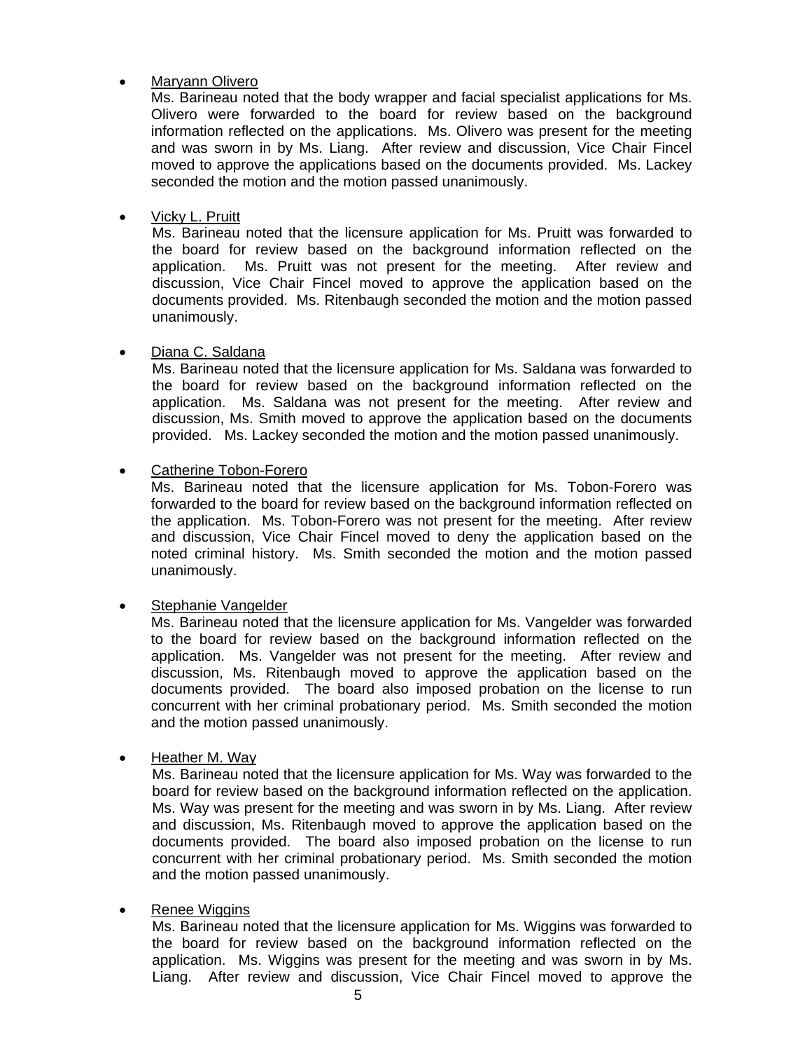- Maryann Olivero

  Ms. Barineau noted that the body wrapper and facial specialist applications for Ms. Olivero were forwarded to the board for review based on the background information reflected on the applications. Ms. Olivero was present for the meeting and was sworn in by Ms. Liang. After review and discussion, Vice Chair Fincel moved to approve the applications based on the documents provided. Ms. Lackey seconded the motion and the motion passed unanimously.

- Vicky L. Pruitt

  Ms. Barineau noted that the licensure application for Ms. Pruitt was forwarded to the board for review based on the background information reflected on the application. Ms. Pruitt was not present for the meeting. After review and discussion, Vice Chair Fincel moved to approve the application based on the documents provided. Ms. Ritenbaugh seconded the motion and the motion passed unanimously.

- Diana C. Saldana

  Ms. Barineau noted that the licensure application for Ms. Saldana was forwarded to the board for review based on the background information reflected on the application. Ms. Saldana was not present for the meeting. After review and discussion, Ms. Smith moved to approve the application based on the documents provided. Ms. Lackey seconded the motion and the motion passed unanimously.

- Catherine Tobon-Forero

  Ms. Barineau noted that the licensure application for Ms. Tobon-Forero was forwarded to the board for review based on the background information reflected on the application. Ms. Tobon-Forero was not present for the meeting. After review and discussion, Vice Chair Fincel moved to deny the application based on the noted criminal history. Ms. Smith seconded the motion and the motion passed unanimously.

- Stephanie Vangelder

  Ms. Barineau noted that the licensure application for Ms. Vangelder was forwarded to the board for review based on the background information reflected on the application. Ms. Vangelder was not present for the meeting. After review and discussion, Ms. Ritenbaugh moved to approve the application based on the documents provided. The board also imposed probation on the license to run concurrent with her criminal probationary period. Ms. Smith seconded the motion and the motion passed unanimously.

- Heather M. Way

  Ms. Barineau noted that the licensure application for Ms. Way was forwarded to the board for review based on the background information reflected on the application. Ms. Way was present for the meeting and was sworn in by Ms. Liang. After review and discussion, Ms. Ritenbaugh moved to approve the application based on the documents provided. The board also imposed probation on the license to run concurrent with her criminal probationary period. Ms. Smith seconded the motion and the motion passed unanimously.

- Renee Wiggins

  Ms. Barineau noted that the licensure application for Ms. Wiggins was forwarded to the board for review based on the background information reflected on the application. Ms. Wiggins was present for the meeting and was sworn in by Ms. Liang. After review and discussion, Vice Chair Fincel moved to approve the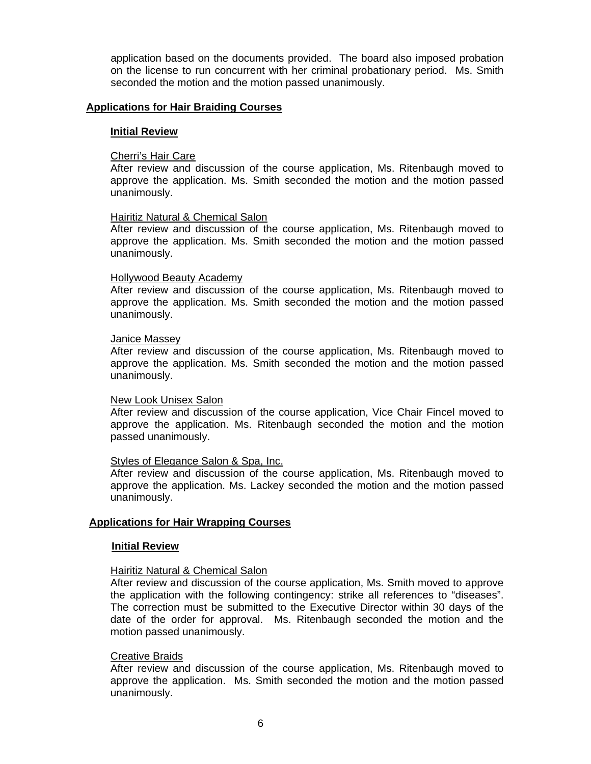application based on the documents provided. The board also imposed probation on the license to run concurrent with her criminal probationary period. Ms. Smith seconded the motion and the motion passed unanimously.

## Applications for Hair Braiding Courses

### Initial Review

Cherri's Hair Care
After review and discussion of the course application, Ms. Ritenbaugh moved to approve the application. Ms. Smith seconded the motion and the motion passed unanimously.

Hairitiz Natural & Chemical Salon
After review and discussion of the course application, Ms. Ritenbaugh moved to approve the application. Ms. Smith seconded the motion and the motion passed unanimously.

Hollywood Beauty Academy
After review and discussion of the course application, Ms. Ritenbaugh moved to approve the application. Ms. Smith seconded the motion and the motion passed unanimously.

Janice Massey
After review and discussion of the course application, Ms. Ritenbaugh moved to approve the application. Ms. Smith seconded the motion and the motion passed unanimously.

New Look Unisex Salon
After review and discussion of the course application, Vice Chair Fincel moved to approve the application. Ms. Ritenbaugh seconded the motion and the motion passed unanimously.

Styles of Elegance Salon & Spa, Inc.
After review and discussion of the course application, Ms. Ritenbaugh moved to approve the application. Ms. Lackey seconded the motion and the motion passed unanimously.

## Applications for Hair Wrapping Courses

### Initial Review

Hairitiz Natural & Chemical Salon
After review and discussion of the course application, Ms. Smith moved to approve the application with the following contingency: strike all references to "diseases". The correction must be submitted to the Executive Director within 30 days of the date of the order for approval. Ms. Ritenbaugh seconded the motion and the motion passed unanimously.

Creative Braids
After review and discussion of the course application, Ms. Ritenbaugh moved to approve the application. Ms. Smith seconded the motion and the motion passed unanimously.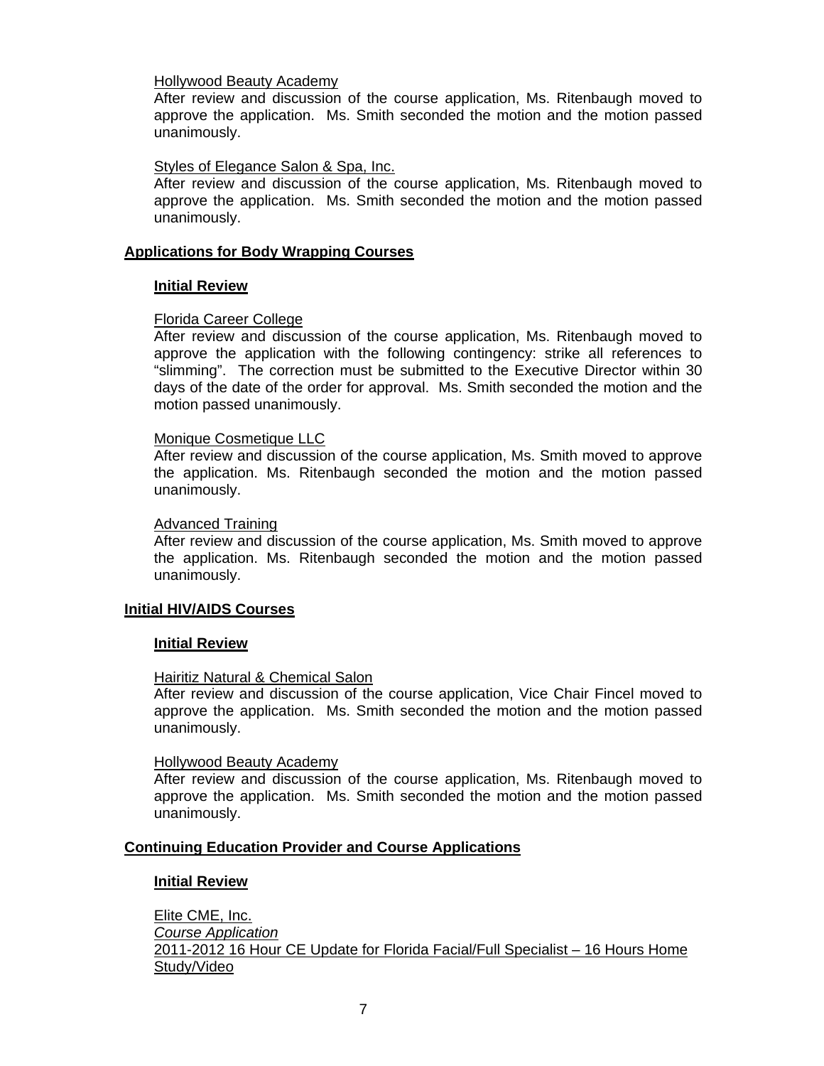Hollywood Beauty Academy
After review and discussion of the course application, Ms. Ritenbaugh moved to approve the application. Ms. Smith seconded the motion and the motion passed unanimously.

Styles of Elegance Salon & Spa, Inc.
After review and discussion of the course application, Ms. Ritenbaugh moved to approve the application. Ms. Smith seconded the motion and the motion passed unanimously.

**Applications for Body Wrapping Courses**

**Initial Review**

Florida Career College
After review and discussion of the course application, Ms. Ritenbaugh moved to approve the application with the following contingency: strike all references to "slimming". The correction must be submitted to the Executive Director within 30 days of the date of the order for approval. Ms. Smith seconded the motion and the motion passed unanimously.

Monique Cosmetique LLC
After review and discussion of the course application, Ms. Smith moved to approve the application. Ms. Ritenbaugh seconded the motion and the motion passed unanimously.

Advanced Training
After review and discussion of the course application, Ms. Smith moved to approve the application. Ms. Ritenbaugh seconded the motion and the motion passed unanimously.

**Initial HIV/AIDS Courses**

**Initial Review**

Hairitiz Natural & Chemical Salon
After review and discussion of the course application, Vice Chair Fincel moved to approve the application. Ms. Smith seconded the motion and the motion passed unanimously.

Hollywood Beauty Academy
After review and discussion of the course application, Ms. Ritenbaugh moved to approve the application. Ms. Smith seconded the motion and the motion passed unanimously.

**Continuing Education Provider and Course Applications**

**Initial Review**

Elite CME, Inc.
*Course Application*
2011-2012 16 Hour CE Update for Florida Facial/Full Specialist – 16 Hours Home Study/Video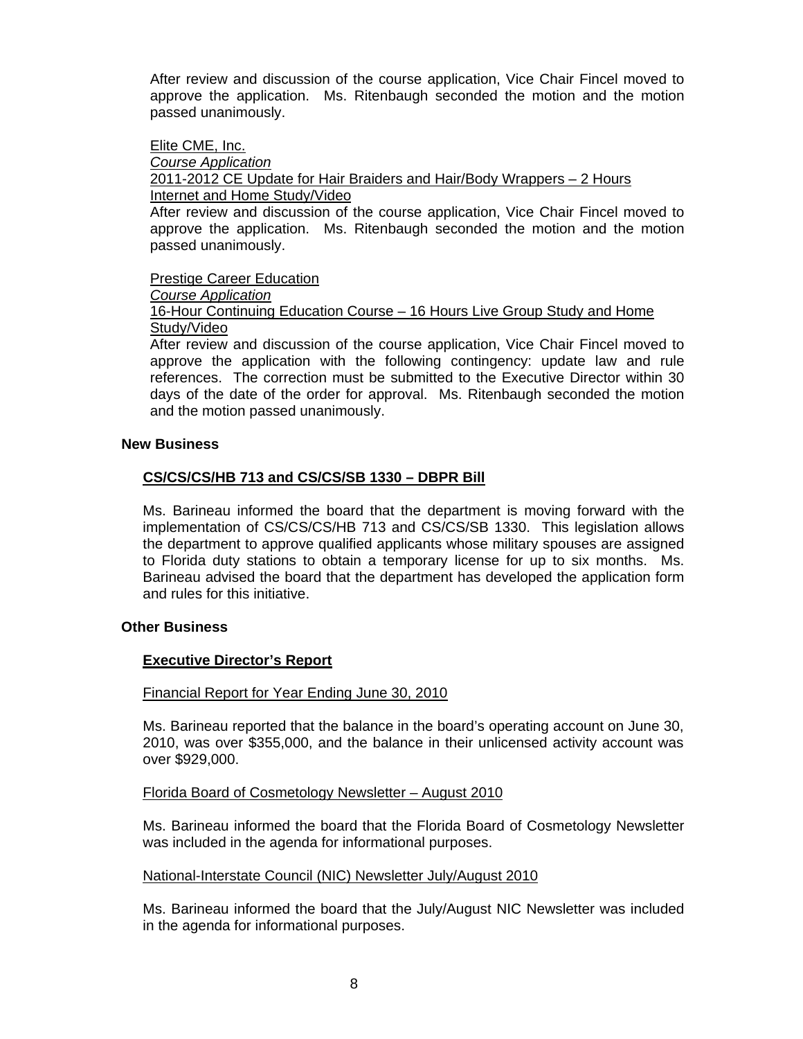After review and discussion of the course application, Vice Chair Fincel moved to approve the application. Ms. Ritenbaugh seconded the motion and the motion passed unanimously.

Elite CME, Inc.
*Course Application*
2011-2012 CE Update for Hair Braiders and Hair/Body Wrappers – 2 Hours
Internet and Home Study/Video
After review and discussion of the course application, Vice Chair Fincel moved to approve the application. Ms. Ritenbaugh seconded the motion and the motion passed unanimously.

Prestige Career Education
*Course Application*
16-Hour Continuing Education Course – 16 Hours Live Group Study and Home Study/Video
After review and discussion of the course application, Vice Chair Fincel moved to approve the application with the following contingency: update law and rule references. The correction must be submitted to the Executive Director within 30 days of the date of the order for approval. Ms. Ritenbaugh seconded the motion and the motion passed unanimously.

**New Business**

**CS/CS/CS/HB 713 and CS/CS/SB 1330 – DBPR Bill**

Ms. Barineau informed the board that the department is moving forward with the implementation of CS/CS/CS/HB 713 and CS/CS/SB 1330. This legislation allows the department to approve qualified applicants whose military spouses are assigned to Florida duty stations to obtain a temporary license for up to six months. Ms. Barineau advised the board that the department has developed the application form and rules for this initiative.

**Other Business**

**Executive Director's Report**

Financial Report for Year Ending June 30, 2010

Ms. Barineau reported that the balance in the board's operating account on June 30, 2010, was over $355,000, and the balance in their unlicensed activity account was over $929,000.

Florida Board of Cosmetology Newsletter – August 2010

Ms. Barineau informed the board that the Florida Board of Cosmetology Newsletter was included in the agenda for informational purposes.

National-Interstate Council (NIC) Newsletter July/August 2010

Ms. Barineau informed the board that the July/August NIC Newsletter was included in the agenda for informational purposes.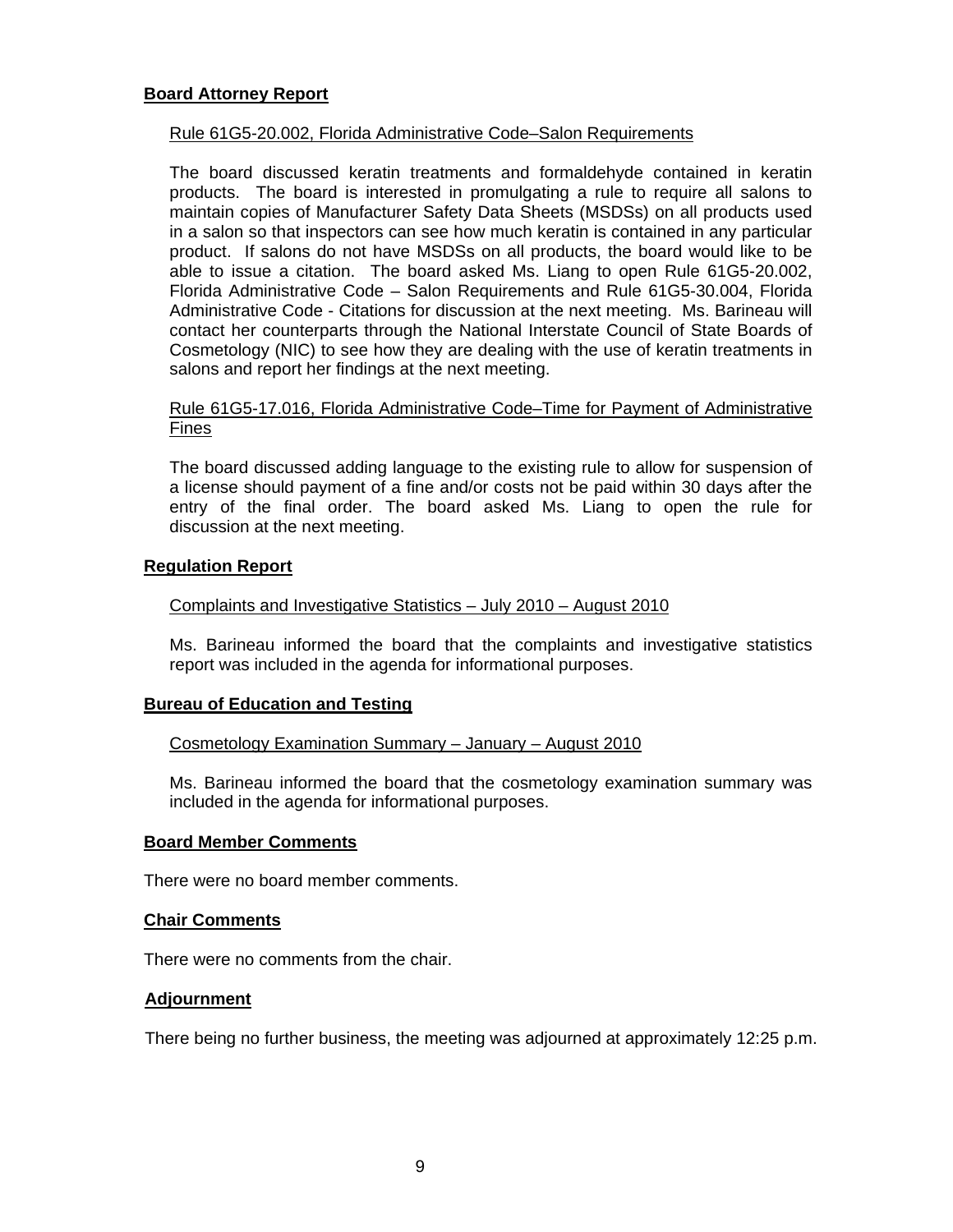## Board Attorney Report

Rule 61G5-20.002, Florida Administrative Code–Salon Requirements

The board discussed keratin treatments and formaldehyde contained in keratin products. The board is interested in promulgating a rule to require all salons to maintain copies of Manufacturer Safety Data Sheets (MSDSs) on all products used in a salon so that inspectors can see how much keratin is contained in any particular product. If salons do not have MSDSs on all products, the board would like to be able to issue a citation. The board asked Ms. Liang to open Rule 61G5-20.002, Florida Administrative Code – Salon Requirements and Rule 61G5-30.004, Florida Administrative Code - Citations for discussion at the next meeting. Ms. Barineau will contact her counterparts through the National Interstate Council of State Boards of Cosmetology (NIC) to see how they are dealing with the use of keratin treatments in salons and report her findings at the next meeting.

Rule 61G5-17.016, Florida Administrative Code–Time for Payment of Administrative Fines

The board discussed adding language to the existing rule to allow for suspension of a license should payment of a fine and/or costs not be paid within 30 days after the entry of the final order. The board asked Ms. Liang to open the rule for discussion at the next meeting.

## Regulation Report

Complaints and Investigative Statistics – July 2010 – August 2010

Ms. Barineau informed the board that the complaints and investigative statistics report was included in the agenda for informational purposes.

## Bureau of Education and Testing

Cosmetology Examination Summary – January – August 2010

Ms. Barineau informed the board that the cosmetology examination summary was included in the agenda for informational purposes.

## Board Member Comments

There were no board member comments.

## Chair Comments

There were no comments from the chair.

## Adjournment

There being no further business, the meeting was adjourned at approximately 12:25 p.m.